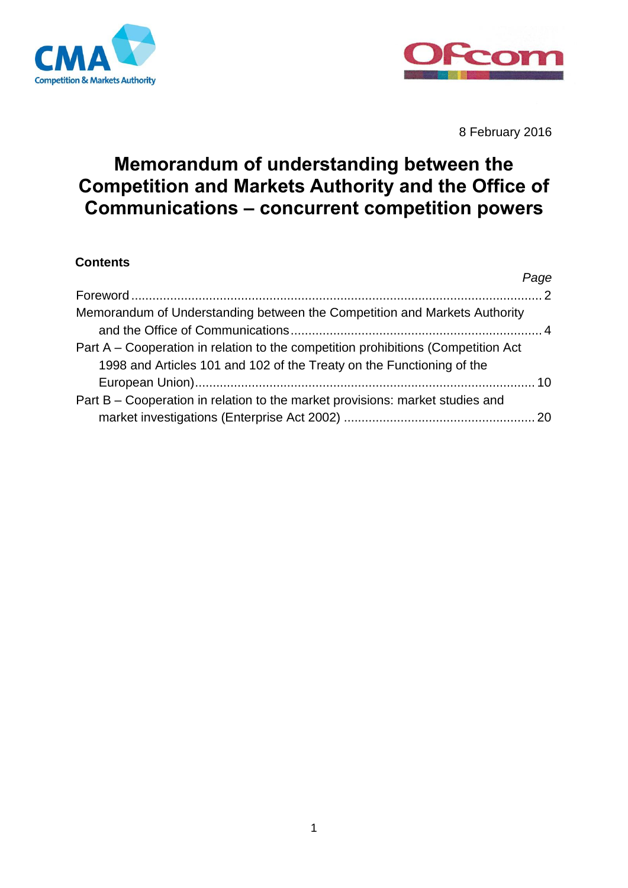8 February 2016

# Memorandum of understanding between the Competition and Markets Authority and the Office of Communications – concurrent competition powers

## Contents

| | *Page* |
|---|---|
| Foreword | 2 |
| Memorandum of Understanding between the Competition and Markets Authority and the Office of Communications | 4 |
| Part A – Cooperation in relation to the competition prohibitions (Competition Act 1998 and Articles 101 and 102 of the Treaty on the Functioning of the European Union) | 10 |
| Part B – Cooperation in relation to the market provisions: market studies and market investigations (Enterprise Act 2002) | 20 |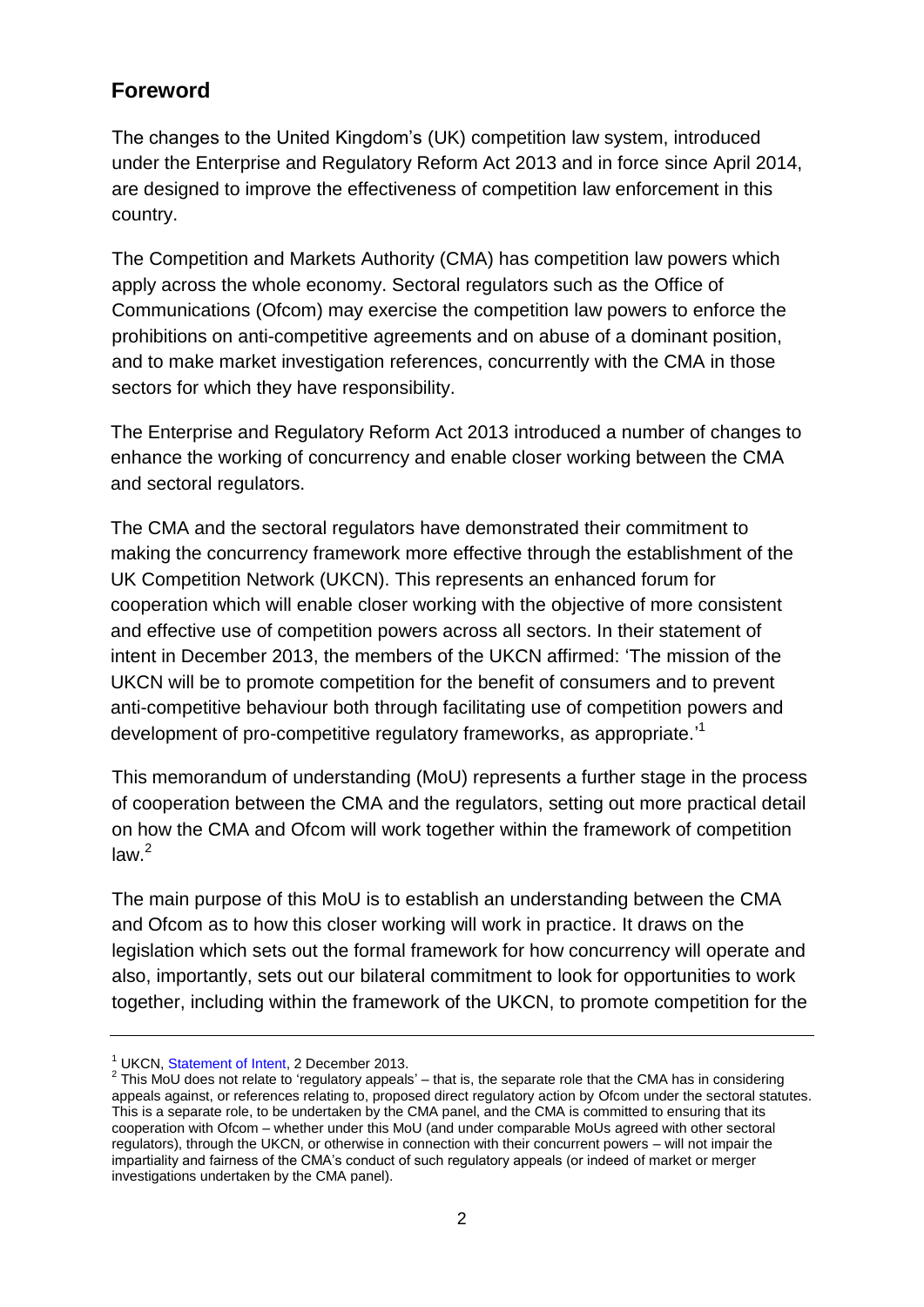## Foreword

The changes to the United Kingdom's (UK) competition law system, introduced under the Enterprise and Regulatory Reform Act 2013 and in force since April 2014, are designed to improve the effectiveness of competition law enforcement in this country.

The Competition and Markets Authority (CMA) has competition law powers which apply across the whole economy. Sectoral regulators such as the Office of Communications (Ofcom) may exercise the competition law powers to enforce the prohibitions on anti-competitive agreements and on abuse of a dominant position, and to make market investigation references, concurrently with the CMA in those sectors for which they have responsibility.

The Enterprise and Regulatory Reform Act 2013 introduced a number of changes to enhance the working of concurrency and enable closer working between the CMA and sectoral regulators.

The CMA and the sectoral regulators have demonstrated their commitment to making the concurrency framework more effective through the establishment of the UK Competition Network (UKCN). This represents an enhanced forum for cooperation which will enable closer working with the objective of more consistent and effective use of competition powers across all sectors. In their statement of intent in December 2013, the members of the UKCN affirmed: 'The mission of the UKCN will be to promote competition for the benefit of consumers and to prevent anti-competitive behaviour both through facilitating use of competition powers and development of pro-competitive regulatory frameworks, as appropriate.'[1]

This memorandum of understanding (MoU) represents a further stage in the process of cooperation between the CMA and the regulators, setting out more practical detail on how the CMA and Ofcom will work together within the framework of competition law.[2]

The main purpose of this MoU is to establish an understanding between the CMA and Ofcom as to how this closer working will work in practice. It draws on the legislation which sets out the formal framework for how concurrency will operate and also, importantly, sets out our bilateral commitment to look for opportunities to work together, including within the framework of the UKCN, to promote competition for the

---

[1] UKCN, Statement of Intent, 2 December 2013.

[2] This MoU does not relate to 'regulatory appeals' – that is, the separate role that the CMA has in considering appeals against, or references relating to, proposed direct regulatory action by Ofcom under the sectoral statutes. This is a separate role, to be undertaken by the CMA panel, and the CMA is committed to ensuring that its cooperation with Ofcom – whether under this MoU (and under comparable MoUs agreed with other sectoral regulators), through the UKCN, or otherwise in connection with their concurrent powers – will not impair the impartiality and fairness of the CMA's conduct of such regulatory appeals (or indeed of market or merger investigations undertaken by the CMA panel).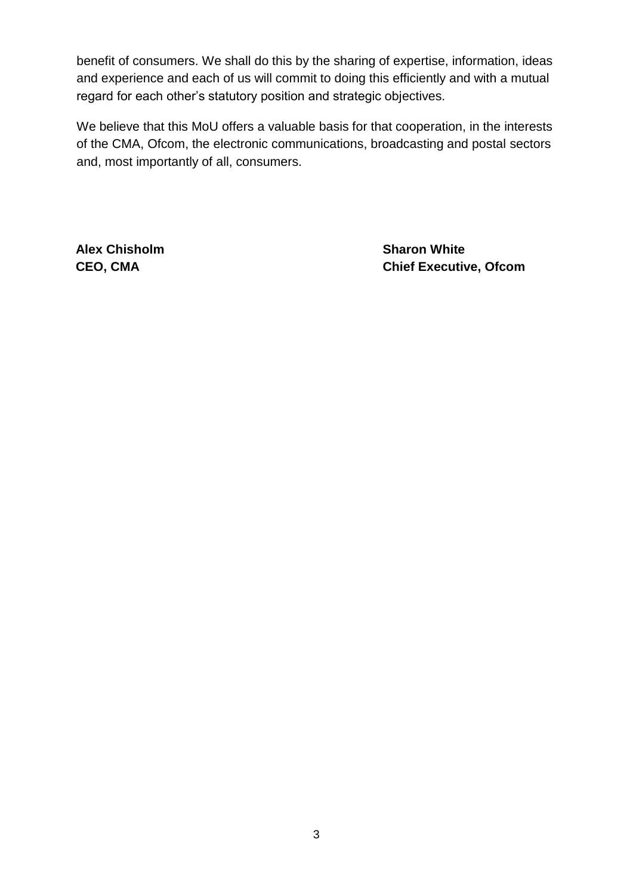benefit of consumers. We shall do this by the sharing of expertise, information, ideas and experience and each of us will commit to doing this efficiently and with a mutual regard for each other's statutory position and strategic objectives.

We believe that this MoU offers a valuable basis for that cooperation, in the interests of the CMA, Ofcom, the electronic communications, broadcasting and postal sectors and, most importantly of all, consumers.

| **Alex Chisholm** | **Sharon White** |
| --- | --- |
| **CEO, CMA** | **Chief Executive, Ofcom** |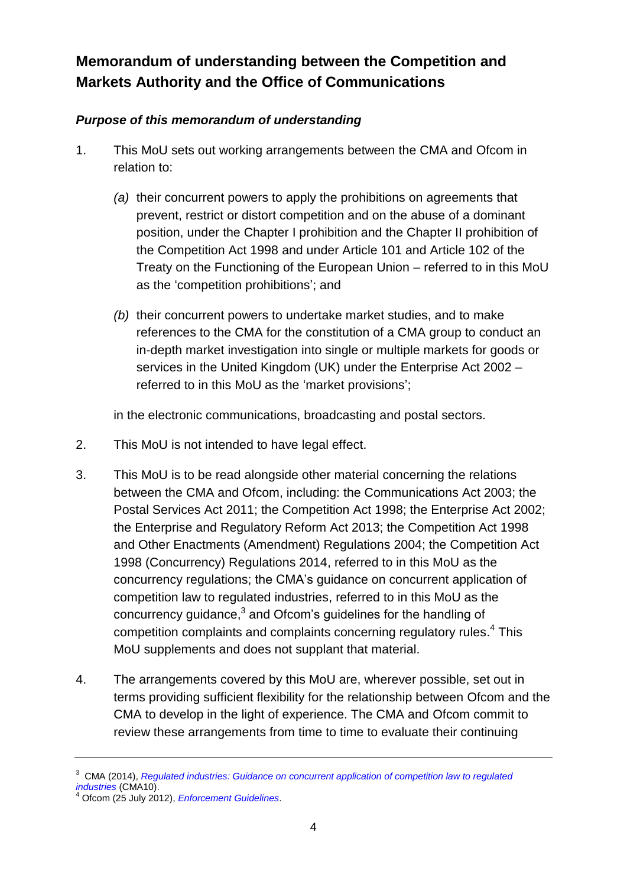## Memorandum of understanding between the Competition and Markets Authority and the Office of Communications

### *Purpose of this memorandum of understanding*

1. This MoU sets out working arrangements between the CMA and Ofcom in relation to:

   *(a)* their concurrent powers to apply the prohibitions on agreements that prevent, restrict or distort competition and on the abuse of a dominant position, under the Chapter I prohibition and the Chapter II prohibition of the Competition Act 1998 and under Article 101 and Article 102 of the Treaty on the Functioning of the European Union – referred to in this MoU as the 'competition prohibitions'; and

   *(b)* their concurrent powers to undertake market studies, and to make references to the CMA for the constitution of a CMA group to conduct an in-depth market investigation into single or multiple markets for goods or services in the United Kingdom (UK) under the Enterprise Act 2002 – referred to in this MoU as the 'market provisions';

   in the electronic communications, broadcasting and postal sectors.

2. This MoU is not intended to have legal effect.

3. This MoU is to be read alongside other material concerning the relations between the CMA and Ofcom, including: the Communications Act 2003; the Postal Services Act 2011; the Competition Act 1998; the Enterprise Act 2002; the Enterprise and Regulatory Reform Act 2013; the Competition Act 1998 and Other Enactments (Amendment) Regulations 2004; the Competition Act 1998 (Concurrency) Regulations 2014, referred to in this MoU as the concurrency regulations; the CMA's guidance on concurrent application of competition law to regulated industries, referred to in this MoU as the concurrency guidance,[3] and Ofcom's guidelines for the handling of competition complaints and complaints concerning regulatory rules.[4] This MoU supplements and does not supplant that material.

4. The arrangements covered by this MoU are, wherever possible, set out in terms providing sufficient flexibility for the relationship between Ofcom and the CMA to develop in the light of experience. The CMA and Ofcom commit to review these arrangements from time to time to evaluate their continuing

---

[3] CMA (2014), *Regulated industries: Guidance on concurrent application of competition law to regulated industries* (CMA10).

[4] Ofcom (25 July 2012), *Enforcement Guidelines*.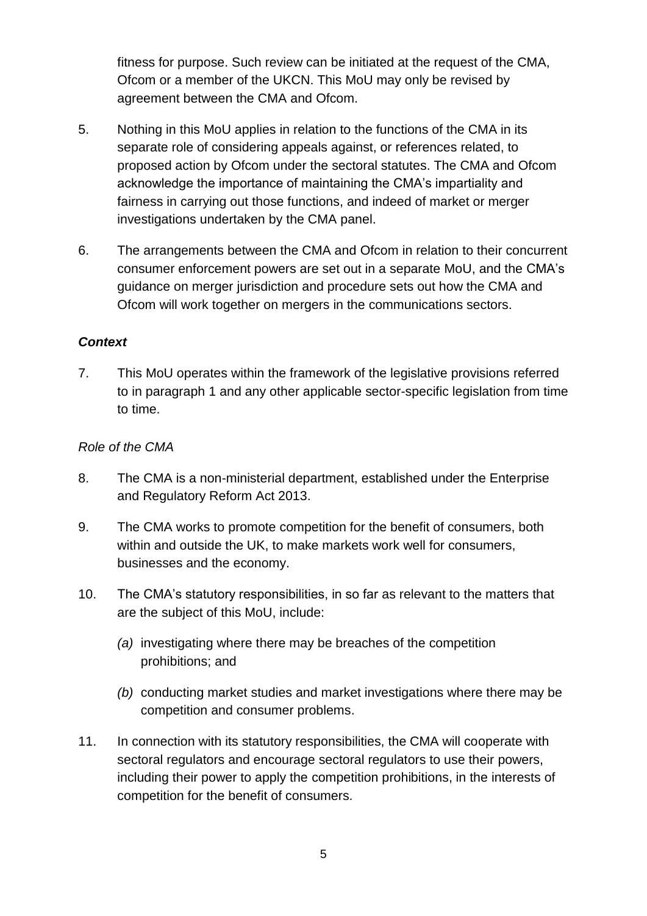fitness for purpose. Such review can be initiated at the request of the CMA, Ofcom or a member of the UKCN. This MoU may only be revised by agreement between the CMA and Ofcom.

5. Nothing in this MoU applies in relation to the functions of the CMA in its separate role of considering appeals against, or references related, to proposed action by Ofcom under the sectoral statutes. The CMA and Ofcom acknowledge the importance of maintaining the CMA's impartiality and fairness in carrying out those functions, and indeed of market or merger investigations undertaken by the CMA panel.

6. The arrangements between the CMA and Ofcom in relation to their concurrent consumer enforcement powers are set out in a separate MoU, and the CMA's guidance on merger jurisdiction and procedure sets out how the CMA and Ofcom will work together on mergers in the communications sectors.

### ***Context***

7. This MoU operates within the framework of the legislative provisions referred to in paragraph 1 and any other applicable sector-specific legislation from time to time.

#### *Role of the CMA*

8. The CMA is a non-ministerial department, established under the Enterprise and Regulatory Reform Act 2013.

9. The CMA works to promote competition for the benefit of consumers, both within and outside the UK, to make markets work well for consumers, businesses and the economy.

10. The CMA's statutory responsibilities, in so far as relevant to the matters that are the subject of this MoU, include:

    *(a)* investigating where there may be breaches of the competition prohibitions; and

    *(b)* conducting market studies and market investigations where there may be competition and consumer problems.

11. In connection with its statutory responsibilities, the CMA will cooperate with sectoral regulators and encourage sectoral regulators to use their powers, including their power to apply the competition prohibitions, in the interests of competition for the benefit of consumers.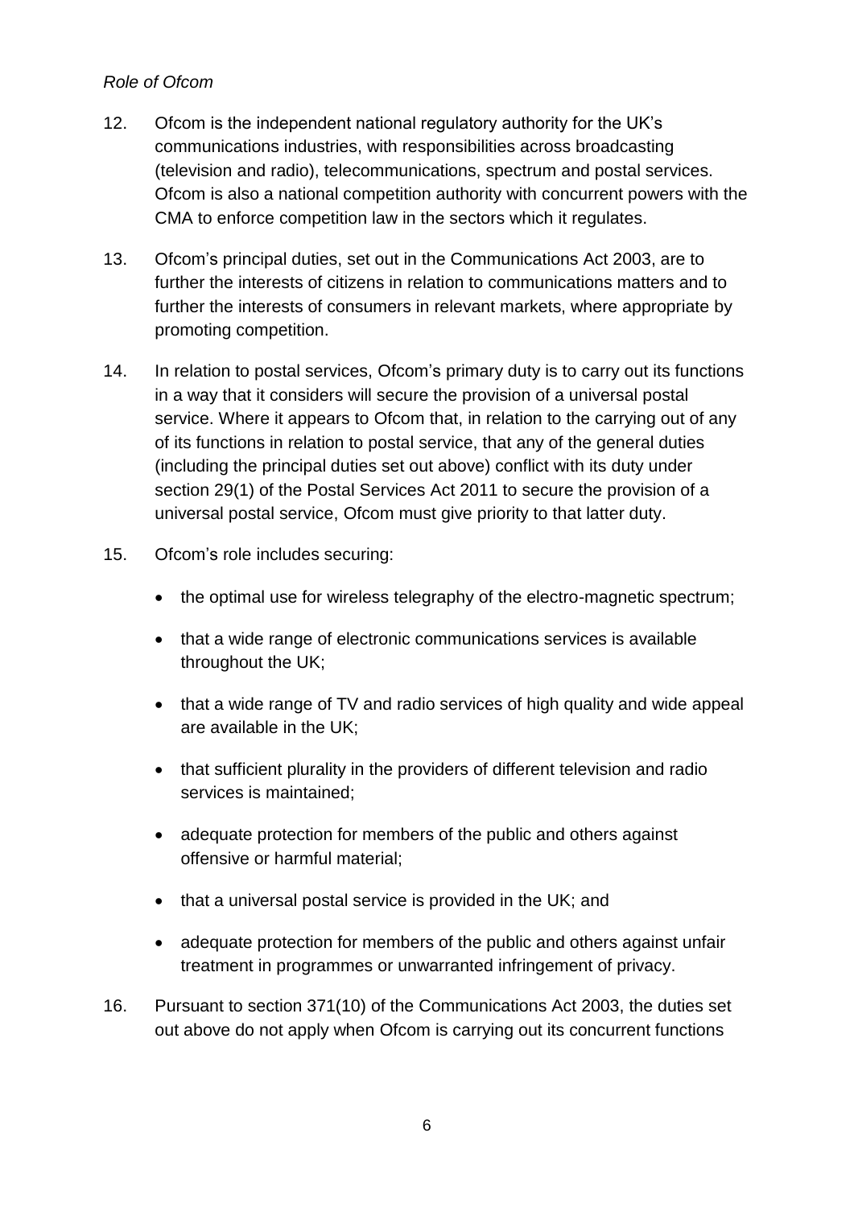*Role of Ofcom*

12. Ofcom is the independent national regulatory authority for the UK's communications industries, with responsibilities across broadcasting (television and radio), telecommunications, spectrum and postal services. Ofcom is also a national competition authority with concurrent powers with the CMA to enforce competition law in the sectors which it regulates.

13. Ofcom's principal duties, set out in the Communications Act 2003, are to further the interests of citizens in relation to communications matters and to further the interests of consumers in relevant markets, where appropriate by promoting competition.

14. In relation to postal services, Ofcom's primary duty is to carry out its functions in a way that it considers will secure the provision of a universal postal service. Where it appears to Ofcom that, in relation to the carrying out of any of its functions in relation to postal service, that any of the general duties (including the principal duties set out above) conflict with its duty under section 29(1) of the Postal Services Act 2011 to secure the provision of a universal postal service, Ofcom must give priority to that latter duty.

15. Ofcom's role includes securing:

    - the optimal use for wireless telegraphy of the electro-magnetic spectrum;
    - that a wide range of electronic communications services is available throughout the UK;
    - that a wide range of TV and radio services of high quality and wide appeal are available in the UK;
    - that sufficient plurality in the providers of different television and radio services is maintained;
    - adequate protection for members of the public and others against offensive or harmful material;
    - that a universal postal service is provided in the UK; and
    - adequate protection for members of the public and others against unfair treatment in programmes or unwarranted infringement of privacy.

16. Pursuant to section 371(10) of the Communications Act 2003, the duties set out above do not apply when Ofcom is carrying out its concurrent functions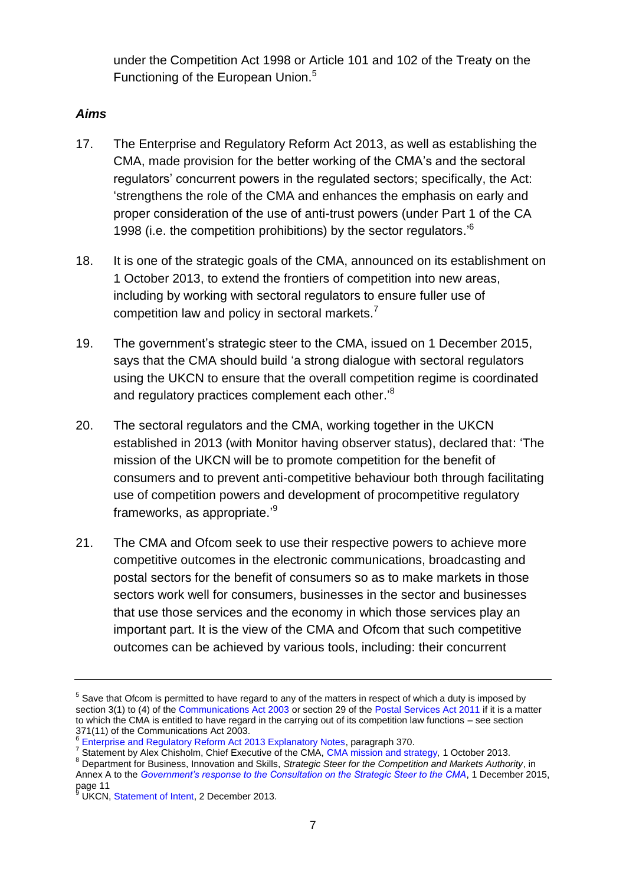under the Competition Act 1998 or Article 101 and 102 of the Treaty on the Functioning of the European Union.[5]

### *Aims*

17. The Enterprise and Regulatory Reform Act 2013, as well as establishing the CMA, made provision for the better working of the CMA's and the sectoral regulators' concurrent powers in the regulated sectors; specifically, the Act: 'strengthens the role of the CMA and enhances the emphasis on early and proper consideration of the use of anti-trust powers (under Part 1 of the CA 1998 (i.e. the competition prohibitions) by the sector regulators.'[6]

18. It is one of the strategic goals of the CMA, announced on its establishment on 1 October 2013, to extend the frontiers of competition into new areas, including by working with sectoral regulators to ensure fuller use of competition law and policy in sectoral markets.[7]

19. The government's strategic steer to the CMA, issued on 1 December 2015, says that the CMA should build 'a strong dialogue with sectoral regulators using the UKCN to ensure that the overall competition regime is coordinated and regulatory practices complement each other.'[8]

20. The sectoral regulators and the CMA, working together in the UKCN established in 2013 (with Monitor having observer status), declared that: 'The mission of the UKCN will be to promote competition for the benefit of consumers and to prevent anti-competitive behaviour both through facilitating use of competition powers and development of procompetitive regulatory frameworks, as appropriate.'[9]

21. The CMA and Ofcom seek to use their respective powers to achieve more competitive outcomes in the electronic communications, broadcasting and postal sectors for the benefit of consumers so as to make markets in those sectors work well for consumers, businesses in the sector and businesses that use those services and the economy in which those services play an important part. It is the view of the CMA and Ofcom that such competitive outcomes can be achieved by various tools, including: their concurrent

---

[5] Save that Ofcom is permitted to have regard to any of the matters in respect of which a duty is imposed by section 3(1) to (4) of the Communications Act 2003 or section 29 of the Postal Services Act 2011 if it is a matter to which the CMA is entitled to have regard in the carrying out of its competition law functions – see section 371(11) of the Communications Act 2003.

[6] Enterprise and Regulatory Reform Act 2013 Explanatory Notes, paragraph 370.

[7] Statement by Alex Chisholm, Chief Executive of the CMA, CMA mission and strategy, 1 October 2013.

[8] Department for Business, Innovation and Skills, *Strategic Steer for the Competition and Markets Authority*, in Annex A to the *Government's response to the Consultation on the Strategic Steer to the CMA*, 1 December 2015, page 11

[9] UKCN, Statement of Intent, 2 December 2013.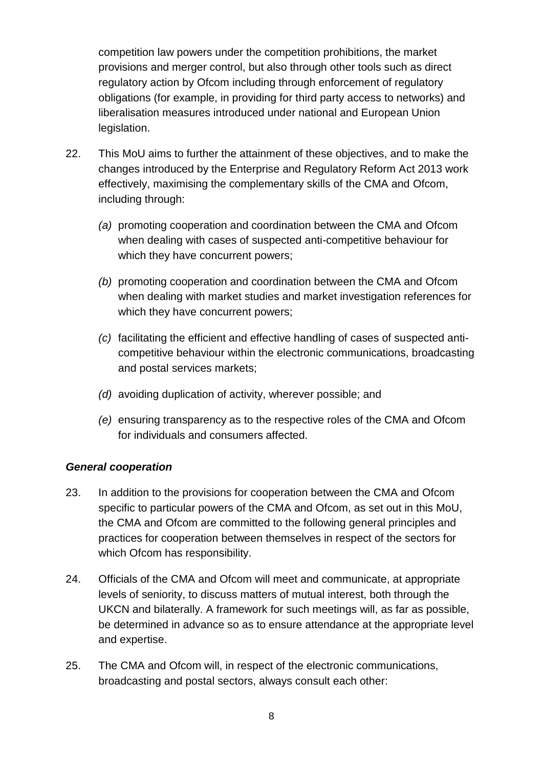competition law powers under the competition prohibitions, the market provisions and merger control, but also through other tools such as direct regulatory action by Ofcom including through enforcement of regulatory obligations (for example, in providing for third party access to networks) and liberalisation measures introduced under national and European Union legislation.

22. This MoU aims to further the attainment of these objectives, and to make the changes introduced by the Enterprise and Regulatory Reform Act 2013 work effectively, maximising the complementary skills of the CMA and Ofcom, including through:

   *(a)* promoting cooperation and coordination between the CMA and Ofcom when dealing with cases of suspected anti-competitive behaviour for which they have concurrent powers;

   *(b)* promoting cooperation and coordination between the CMA and Ofcom when dealing with market studies and market investigation references for which they have concurrent powers;

   *(c)* facilitating the efficient and effective handling of cases of suspected anti-competitive behaviour within the electronic communications, broadcasting and postal services markets;

   *(d)* avoiding duplication of activity, wherever possible; and

   *(e)* ensuring transparency as to the respective roles of the CMA and Ofcom for individuals and consumers affected.

### *General cooperation*

23. In addition to the provisions for cooperation between the CMA and Ofcom specific to particular powers of the CMA and Ofcom, as set out in this MoU, the CMA and Ofcom are committed to the following general principles and practices for cooperation between themselves in respect of the sectors for which Ofcom has responsibility.

24. Officials of the CMA and Ofcom will meet and communicate, at appropriate levels of seniority, to discuss matters of mutual interest, both through the UKCN and bilaterally. A framework for such meetings will, as far as possible, be determined in advance so as to ensure attendance at the appropriate level and expertise.

25. The CMA and Ofcom will, in respect of the electronic communications, broadcasting and postal sectors, always consult each other: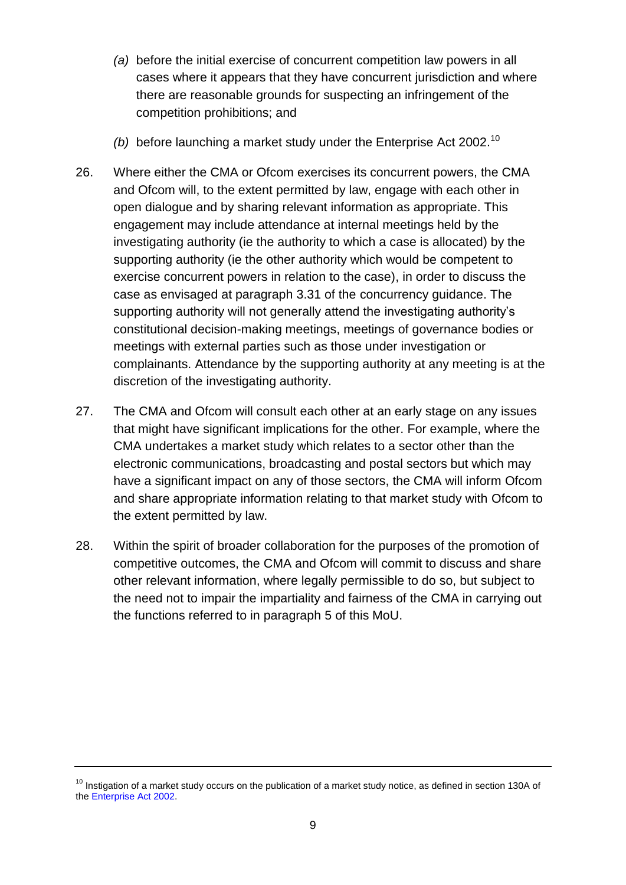*(a)* before the initial exercise of concurrent competition law powers in all cases where it appears that they have concurrent jurisdiction and where there are reasonable grounds for suspecting an infringement of the competition prohibitions; and

*(b)* before launching a market study under the Enterprise Act 2002.[10]

26. Where either the CMA or Ofcom exercises its concurrent powers, the CMA and Ofcom will, to the extent permitted by law, engage with each other in open dialogue and by sharing relevant information as appropriate. This engagement may include attendance at internal meetings held by the investigating authority (ie the authority to which a case is allocated) by the supporting authority (ie the other authority which would be competent to exercise concurrent powers in relation to the case), in order to discuss the case as envisaged at paragraph 3.31 of the concurrency guidance. The supporting authority will not generally attend the investigating authority's constitutional decision-making meetings, meetings of governance bodies or meetings with external parties such as those under investigation or complainants. Attendance by the supporting authority at any meeting is at the discretion of the investigating authority.

27. The CMA and Ofcom will consult each other at an early stage on any issues that might have significant implications for the other. For example, where the CMA undertakes a market study which relates to a sector other than the electronic communications, broadcasting and postal sectors but which may have a significant impact on any of those sectors, the CMA will inform Ofcom and share appropriate information relating to that market study with Ofcom to the extent permitted by law.

28. Within the spirit of broader collaboration for the purposes of the promotion of competitive outcomes, the CMA and Ofcom will commit to discuss and share other relevant information, where legally permissible to do so, but subject to the need not to impair the impartiality and fairness of the CMA in carrying out the functions referred to in paragraph 5 of this MoU.

---

[10] Instigation of a market study occurs on the publication of a market study notice, as defined in section 130A of the Enterprise Act 2002.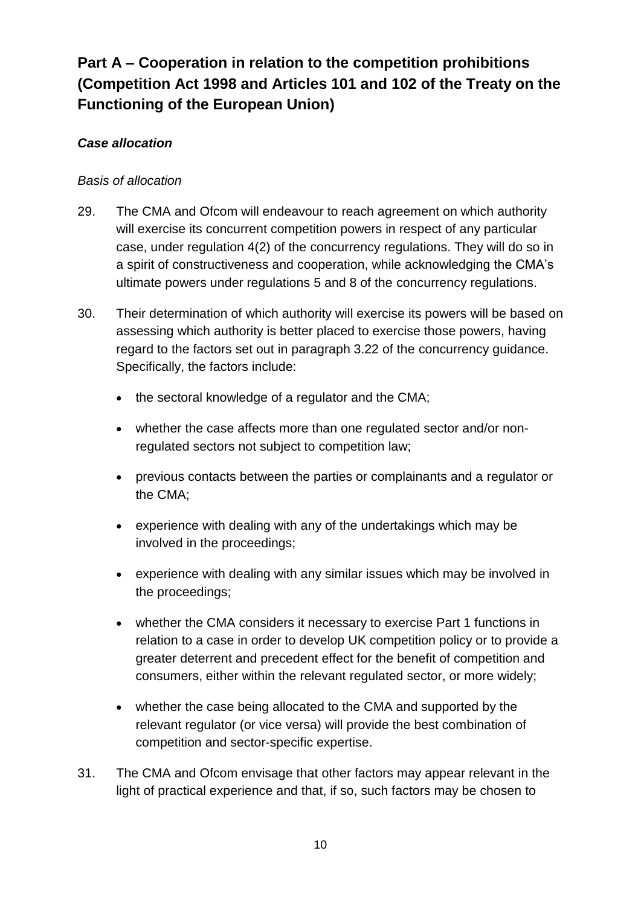## Part A – Cooperation in relation to the competition prohibitions (Competition Act 1998 and Articles 101 and 102 of the Treaty on the Functioning of the European Union)

### *Case allocation*

*Basis of allocation*

29. The CMA and Ofcom will endeavour to reach agreement on which authority will exercise its concurrent competition powers in respect of any particular case, under regulation 4(2) of the concurrency regulations. They will do so in a spirit of constructiveness and cooperation, while acknowledging the CMA's ultimate powers under regulations 5 and 8 of the concurrency regulations.

30. Their determination of which authority will exercise its powers will be based on assessing which authority is better placed to exercise those powers, having regard to the factors set out in paragraph 3.22 of the concurrency guidance. Specifically, the factors include:

    - the sectoral knowledge of a regulator and the CMA;
    - whether the case affects more than one regulated sector and/or non-regulated sectors not subject to competition law;
    - previous contacts between the parties or complainants and a regulator or the CMA;
    - experience with dealing with any of the undertakings which may be involved in the proceedings;
    - experience with dealing with any similar issues which may be involved in the proceedings;
    - whether the CMA considers it necessary to exercise Part 1 functions in relation to a case in order to develop UK competition policy or to provide a greater deterrent and precedent effect for the benefit of competition and consumers, either within the relevant regulated sector, or more widely;
    - whether the case being allocated to the CMA and supported by the relevant regulator (or vice versa) will provide the best combination of competition and sector-specific expertise.

31. The CMA and Ofcom envisage that other factors may appear relevant in the light of practical experience and that, if so, such factors may be chosen to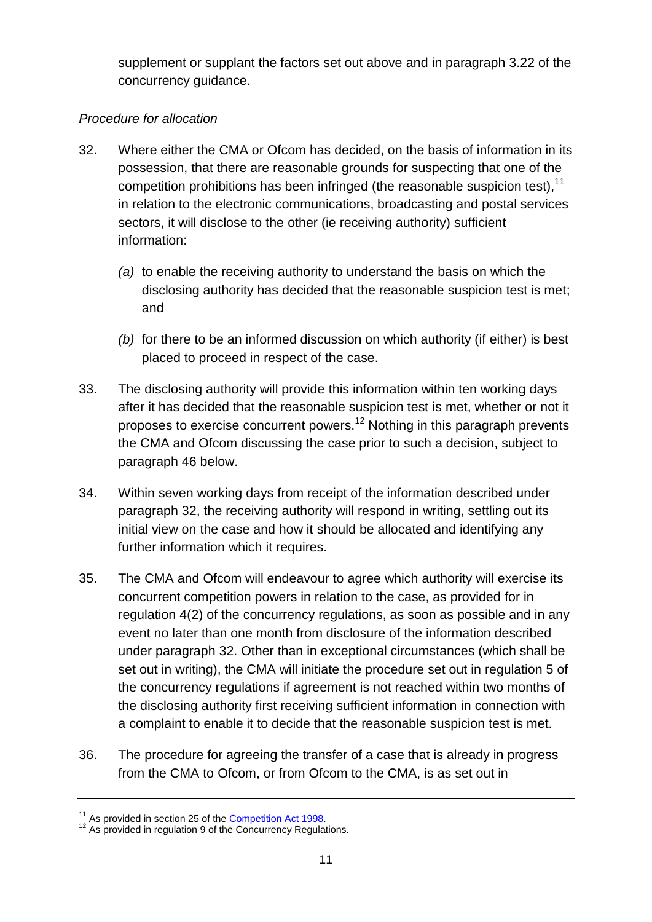supplement or supplant the factors set out above and in paragraph 3.22 of the concurrency guidance.

*Procedure for allocation*

32. Where either the CMA or Ofcom has decided, on the basis of information in its possession, that there are reasonable grounds for suspecting that one of the competition prohibitions has been infringed (the reasonable suspicion test),[11] in relation to the electronic communications, broadcasting and postal services sectors, it will disclose to the other (ie receiving authority) sufficient information:

    *(a)* to enable the receiving authority to understand the basis on which the disclosing authority has decided that the reasonable suspicion test is met; and

    *(b)* for there to be an informed discussion on which authority (if either) is best placed to proceed in respect of the case.

33. The disclosing authority will provide this information within ten working days after it has decided that the reasonable suspicion test is met, whether or not it proposes to exercise concurrent powers.[12] Nothing in this paragraph prevents the CMA and Ofcom discussing the case prior to such a decision, subject to paragraph 46 below.

34. Within seven working days from receipt of the information described under paragraph 32, the receiving authority will respond in writing, settling out its initial view on the case and how it should be allocated and identifying any further information which it requires.

35. The CMA and Ofcom will endeavour to agree which authority will exercise its concurrent competition powers in relation to the case, as provided for in regulation 4(2) of the concurrency regulations, as soon as possible and in any event no later than one month from disclosure of the information described under paragraph 32. Other than in exceptional circumstances (which shall be set out in writing), the CMA will initiate the procedure set out in regulation 5 of the concurrency regulations if agreement is not reached within two months of the disclosing authority first receiving sufficient information in connection with a complaint to enable it to decide that the reasonable suspicion test is met.

36. The procedure for agreeing the transfer of a case that is already in progress from the CMA to Ofcom, or from Ofcom to the CMA, is as set out in

---

[11] As provided in section 25 of the Competition Act 1998.

[12] As provided in regulation 9 of the Concurrency Regulations.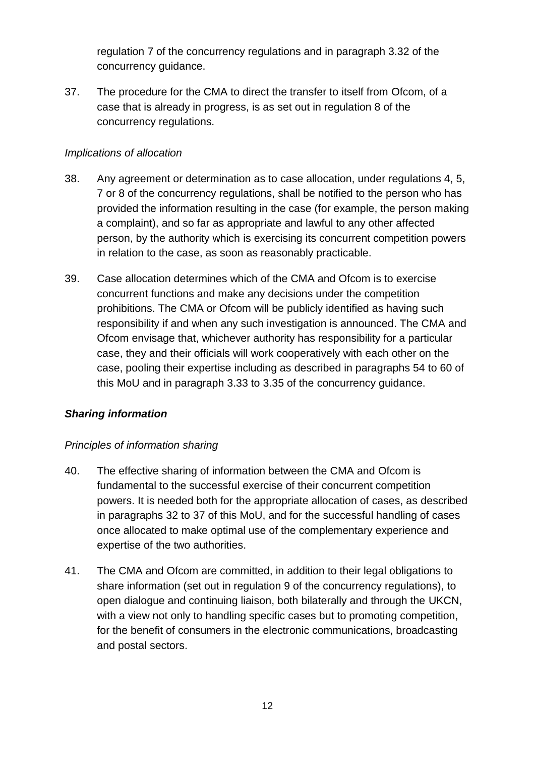regulation 7 of the concurrency regulations and in paragraph 3.32 of the concurrency guidance.

37. The procedure for the CMA to direct the transfer to itself from Ofcom, of a case that is already in progress, is as set out in regulation 8 of the concurrency regulations.

*Implications of allocation*

38. Any agreement or determination as to case allocation, under regulations 4, 5, 7 or 8 of the concurrency regulations, shall be notified to the person who has provided the information resulting in the case (for example, the person making a complaint), and so far as appropriate and lawful to any other affected person, by the authority which is exercising its concurrent competition powers in relation to the case, as soon as reasonably practicable.

39. Case allocation determines which of the CMA and Ofcom is to exercise concurrent functions and make any decisions under the competition prohibitions. The CMA or Ofcom will be publicly identified as having such responsibility if and when any such investigation is announced. The CMA and Ofcom envisage that, whichever authority has responsibility for a particular case, they and their officials will work cooperatively with each other on the case, pooling their expertise including as described in paragraphs 54 to 60 of this MoU and in paragraph 3.33 to 3.35 of the concurrency guidance.

***Sharing information***

*Principles of information sharing*

40. The effective sharing of information between the CMA and Ofcom is fundamental to the successful exercise of their concurrent competition powers. It is needed both for the appropriate allocation of cases, as described in paragraphs 32 to 37 of this MoU, and for the successful handling of cases once allocated to make optimal use of the complementary experience and expertise of the two authorities.

41. The CMA and Ofcom are committed, in addition to their legal obligations to share information (set out in regulation 9 of the concurrency regulations), to open dialogue and continuing liaison, both bilaterally and through the UKCN, with a view not only to handling specific cases but to promoting competition, for the benefit of consumers in the electronic communications, broadcasting and postal sectors.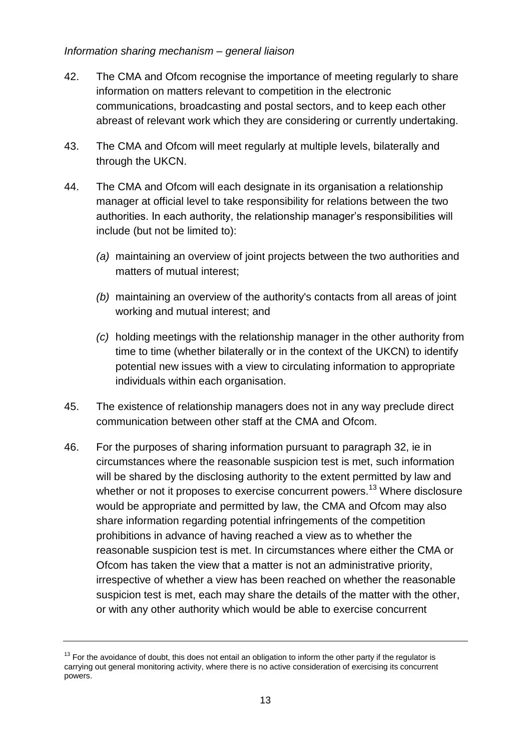*Information sharing mechanism – general liaison*

42. The CMA and Ofcom recognise the importance of meeting regularly to share information on matters relevant to competition in the electronic communications, broadcasting and postal sectors, and to keep each other abreast of relevant work which they are considering or currently undertaking.

43. The CMA and Ofcom will meet regularly at multiple levels, bilaterally and through the UKCN.

44. The CMA and Ofcom will each designate in its organisation a relationship manager at official level to take responsibility for relations between the two authorities. In each authority, the relationship manager's responsibilities will include (but not be limited to):

    *(a)* maintaining an overview of joint projects between the two authorities and matters of mutual interest;

    *(b)* maintaining an overview of the authority's contacts from all areas of joint working and mutual interest; and

    *(c)* holding meetings with the relationship manager in the other authority from time to time (whether bilaterally or in the context of the UKCN) to identify potential new issues with a view to circulating information to appropriate individuals within each organisation.

45. The existence of relationship managers does not in any way preclude direct communication between other staff at the CMA and Ofcom.

46. For the purposes of sharing information pursuant to paragraph 32, ie in circumstances where the reasonable suspicion test is met, such information will be shared by the disclosing authority to the extent permitted by law and whether or not it proposes to exercise concurrent powers.[13] Where disclosure would be appropriate and permitted by law, the CMA and Ofcom may also share information regarding potential infringements of the competition prohibitions in advance of having reached a view as to whether the reasonable suspicion test is met. In circumstances where either the CMA or Ofcom has taken the view that a matter is not an administrative priority, irrespective of whether a view has been reached on whether the reasonable suspicion test is met, each may share the details of the matter with the other, or with any other authority which would be able to exercise concurrent

---

[13] For the avoidance of doubt, this does not entail an obligation to inform the other party if the regulator is carrying out general monitoring activity, where there is no active consideration of exercising its concurrent powers.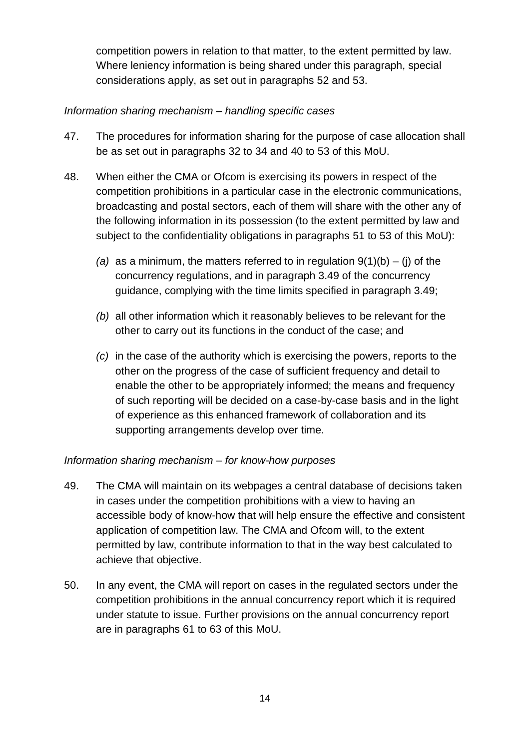competition powers in relation to that matter, to the extent permitted by law. Where leniency information is being shared under this paragraph, special considerations apply, as set out in paragraphs 52 and 53.

*Information sharing mechanism – handling specific cases*

47. The procedures for information sharing for the purpose of case allocation shall be as set out in paragraphs 32 to 34 and 40 to 53 of this MoU.

48. When either the CMA or Ofcom is exercising its powers in respect of the competition prohibitions in a particular case in the electronic communications, broadcasting and postal sectors, each of them will share with the other any of the following information in its possession (to the extent permitted by law and subject to the confidentiality obligations in paragraphs 51 to 53 of this MoU):

   *(a)* as a minimum, the matters referred to in regulation 9(1)(b) – (j) of the concurrency regulations, and in paragraph 3.49 of the concurrency guidance, complying with the time limits specified in paragraph 3.49;

   *(b)* all other information which it reasonably believes to be relevant for the other to carry out its functions in the conduct of the case; and

   *(c)* in the case of the authority which is exercising the powers, reports to the other on the progress of the case of sufficient frequency and detail to enable the other to be appropriately informed; the means and frequency of such reporting will be decided on a case-by-case basis and in the light of experience as this enhanced framework of collaboration and its supporting arrangements develop over time.

*Information sharing mechanism – for know-how purposes*

49. The CMA will maintain on its webpages a central database of decisions taken in cases under the competition prohibitions with a view to having an accessible body of know-how that will help ensure the effective and consistent application of competition law. The CMA and Ofcom will, to the extent permitted by law, contribute information to that in the way best calculated to achieve that objective.

50. In any event, the CMA will report on cases in the regulated sectors under the competition prohibitions in the annual concurrency report which it is required under statute to issue. Further provisions on the annual concurrency report are in paragraphs 61 to 63 of this MoU.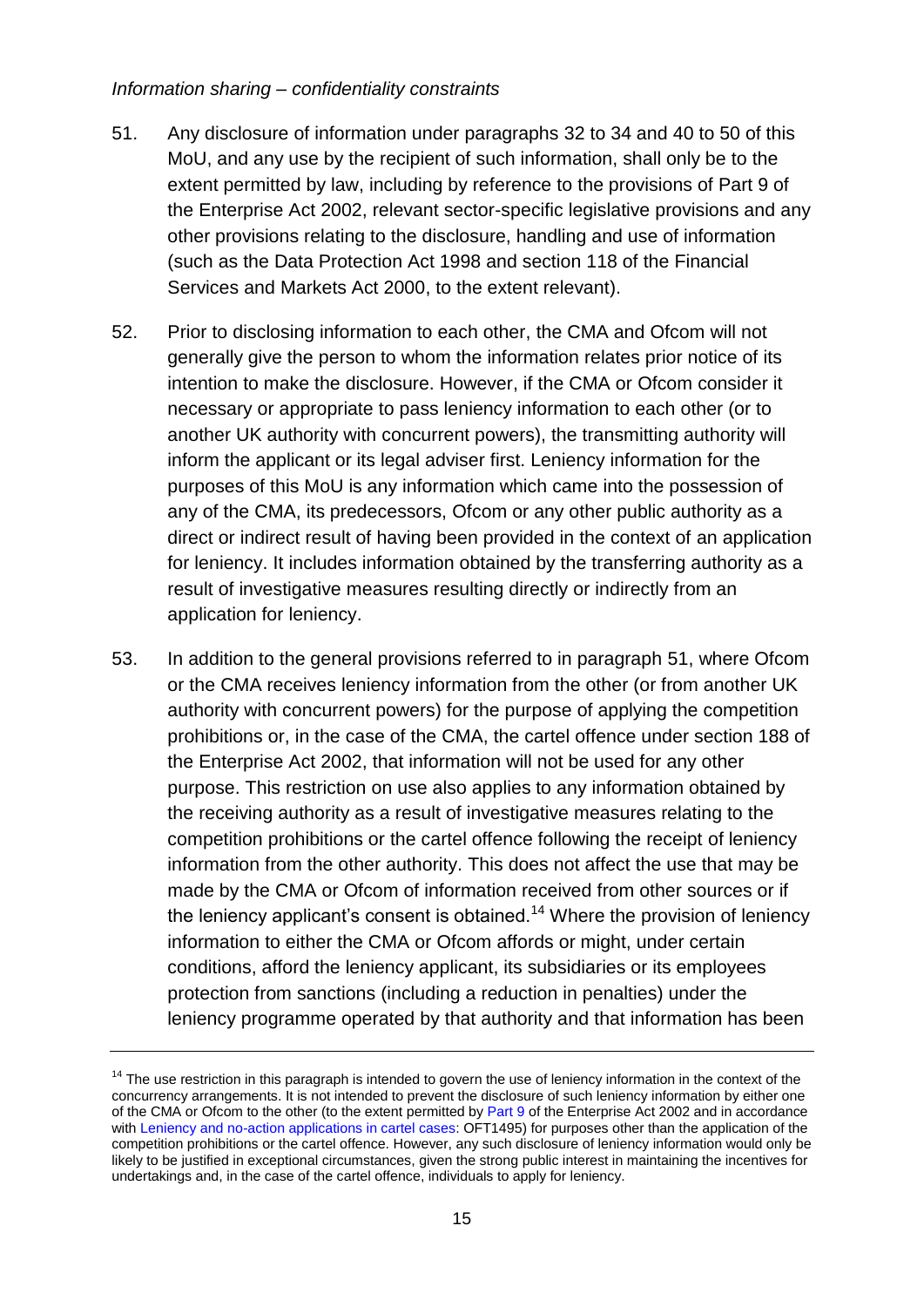*Information sharing – confidentiality constraints*

51. Any disclosure of information under paragraphs 32 to 34 and 40 to 50 of this MoU, and any use by the recipient of such information, shall only be to the extent permitted by law, including by reference to the provisions of Part 9 of the Enterprise Act 2002, relevant sector-specific legislative provisions and any other provisions relating to the disclosure, handling and use of information (such as the Data Protection Act 1998 and section 118 of the Financial Services and Markets Act 2000, to the extent relevant).

52. Prior to disclosing information to each other, the CMA and Ofcom will not generally give the person to whom the information relates prior notice of its intention to make the disclosure. However, if the CMA or Ofcom consider it necessary or appropriate to pass leniency information to each other (or to another UK authority with concurrent powers), the transmitting authority will inform the applicant or its legal adviser first. Leniency information for the purposes of this MoU is any information which came into the possession of any of the CMA, its predecessors, Ofcom or any other public authority as a direct or indirect result of having been provided in the context of an application for leniency. It includes information obtained by the transferring authority as a result of investigative measures resulting directly or indirectly from an application for leniency.

53. In addition to the general provisions referred to in paragraph 51, where Ofcom or the CMA receives leniency information from the other (or from another UK authority with concurrent powers) for the purpose of applying the competition prohibitions or, in the case of the CMA, the cartel offence under section 188 of the Enterprise Act 2002, that information will not be used for any other purpose. This restriction on use also applies to any information obtained by the receiving authority as a result of investigative measures relating to the competition prohibitions or the cartel offence following the receipt of leniency information from the other authority. This does not affect the use that may be made by the CMA or Ofcom of information received from other sources or if the leniency applicant's consent is obtained.[14] Where the provision of leniency information to either the CMA or Ofcom affords or might, under certain conditions, afford the leniency applicant, its subsidiaries or its employees protection from sanctions (including a reduction in penalties) under the leniency programme operated by that authority and that information has been

---

[14] The use restriction in this paragraph is intended to govern the use of leniency information in the context of the concurrency arrangements. It is not intended to prevent the disclosure of such leniency information by either one of the CMA or Ofcom to the other (to the extent permitted by Part 9 of the Enterprise Act 2002 and in accordance with Leniency and no-action applications in cartel cases: OFT1495) for purposes other than the application of the competition prohibitions or the cartel offence. However, any such disclosure of leniency information would only be likely to be justified in exceptional circumstances, given the strong public interest in maintaining the incentives for undertakings and, in the case of the cartel offence, individuals to apply for leniency.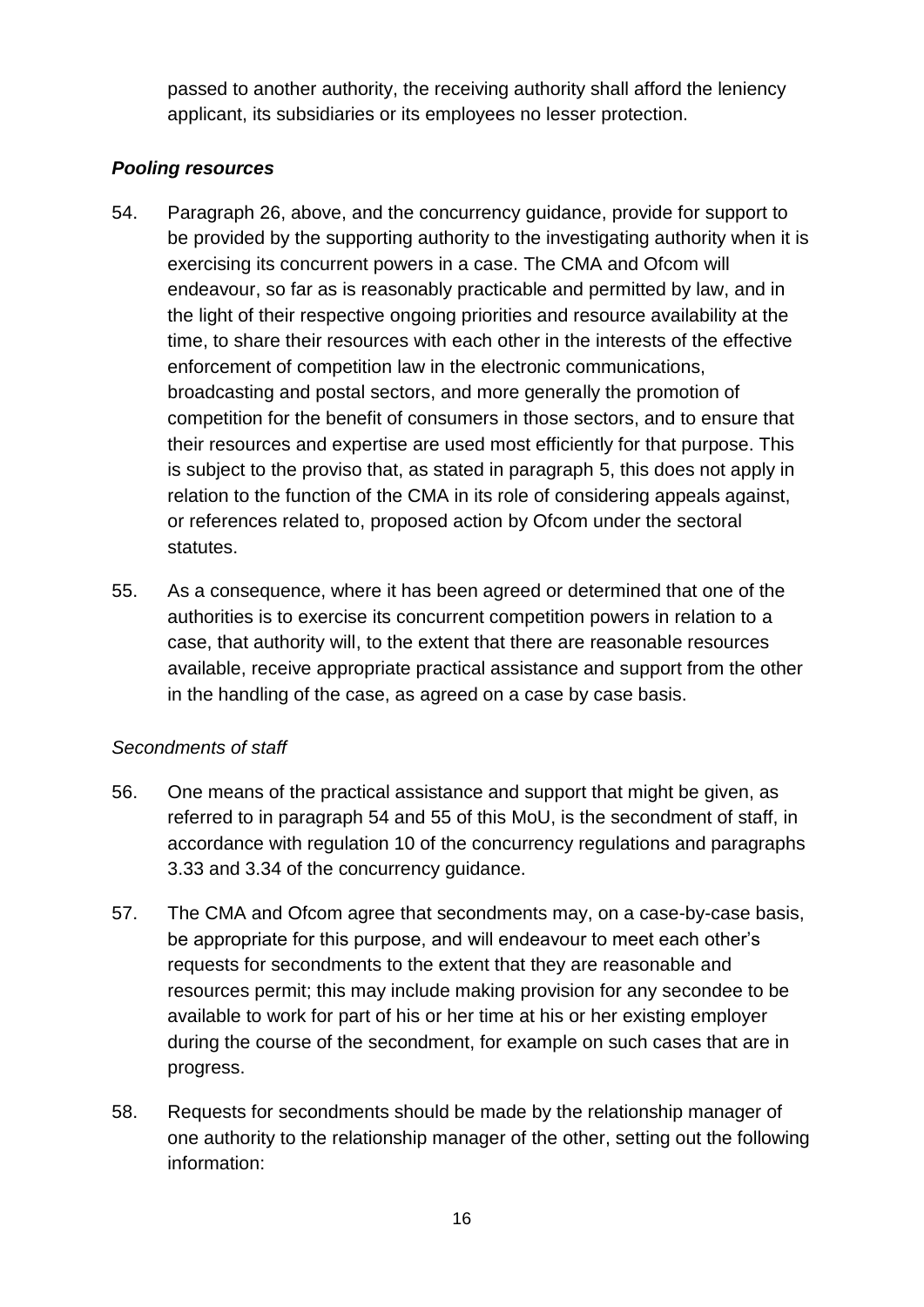passed to another authority, the receiving authority shall afford the leniency applicant, its subsidiaries or its employees no lesser protection.

### *Pooling resources*

54. Paragraph 26, above, and the concurrency guidance, provide for support to be provided by the supporting authority to the investigating authority when it is exercising its concurrent powers in a case. The CMA and Ofcom will endeavour, so far as is reasonably practicable and permitted by law, and in the light of their respective ongoing priorities and resource availability at the time, to share their resources with each other in the interests of the effective enforcement of competition law in the electronic communications, broadcasting and postal sectors, and more generally the promotion of competition for the benefit of consumers in those sectors, and to ensure that their resources and expertise are used most efficiently for that purpose. This is subject to the proviso that, as stated in paragraph 5, this does not apply in relation to the function of the CMA in its role of considering appeals against, or references related to, proposed action by Ofcom under the sectoral statutes.

55. As a consequence, where it has been agreed or determined that one of the authorities is to exercise its concurrent competition powers in relation to a case, that authority will, to the extent that there are reasonable resources available, receive appropriate practical assistance and support from the other in the handling of the case, as agreed on a case by case basis.

#### *Secondments of staff*

56. One means of the practical assistance and support that might be given, as referred to in paragraph 54 and 55 of this MoU, is the secondment of staff, in accordance with regulation 10 of the concurrency regulations and paragraphs 3.33 and 3.34 of the concurrency guidance.

57. The CMA and Ofcom agree that secondments may, on a case-by-case basis, be appropriate for this purpose, and will endeavour to meet each other's requests for secondments to the extent that they are reasonable and resources permit; this may include making provision for any secondee to be available to work for part of his or her time at his or her existing employer during the course of the secondment, for example on such cases that are in progress.

58. Requests for secondments should be made by the relationship manager of one authority to the relationship manager of the other, setting out the following information: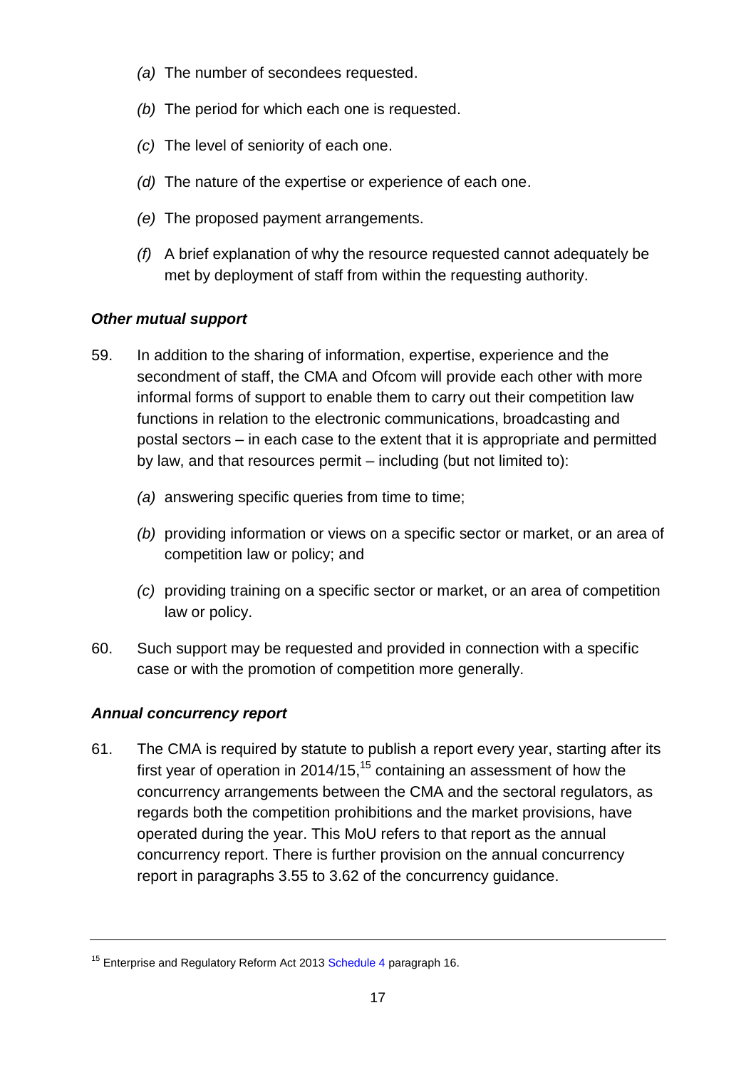*(a)* The number of secondees requested.

*(b)* The period for which each one is requested.

*(c)* The level of seniority of each one.

*(d)* The nature of the expertise or experience of each one.

*(e)* The proposed payment arrangements.

*(f)* A brief explanation of why the resource requested cannot adequately be met by deployment of staff from within the requesting authority.

### *Other mutual support*

59. In addition to the sharing of information, expertise, experience and the secondment of staff, the CMA and Ofcom will provide each other with more informal forms of support to enable them to carry out their competition law functions in relation to the electronic communications, broadcasting and postal sectors – in each case to the extent that it is appropriate and permitted by law, and that resources permit – including (but not limited to):

    *(a)* answering specific queries from time to time;

    *(b)* providing information or views on a specific sector or market, or an area of competition law or policy; and

    *(c)* providing training on a specific sector or market, or an area of competition law or policy.

60. Such support may be requested and provided in connection with a specific case or with the promotion of competition more generally.

### *Annual concurrency report*

61. The CMA is required by statute to publish a report every year, starting after its first year of operation in 2014/15,[15] containing an assessment of how the concurrency arrangements between the CMA and the sectoral regulators, as regards both the competition prohibitions and the market provisions, have operated during the year. This MoU refers to that report as the annual concurrency report. There is further provision on the annual concurrency report in paragraphs 3.55 to 3.62 of the concurrency guidance.

---

[15] Enterprise and Regulatory Reform Act 2013 Schedule 4 paragraph 16.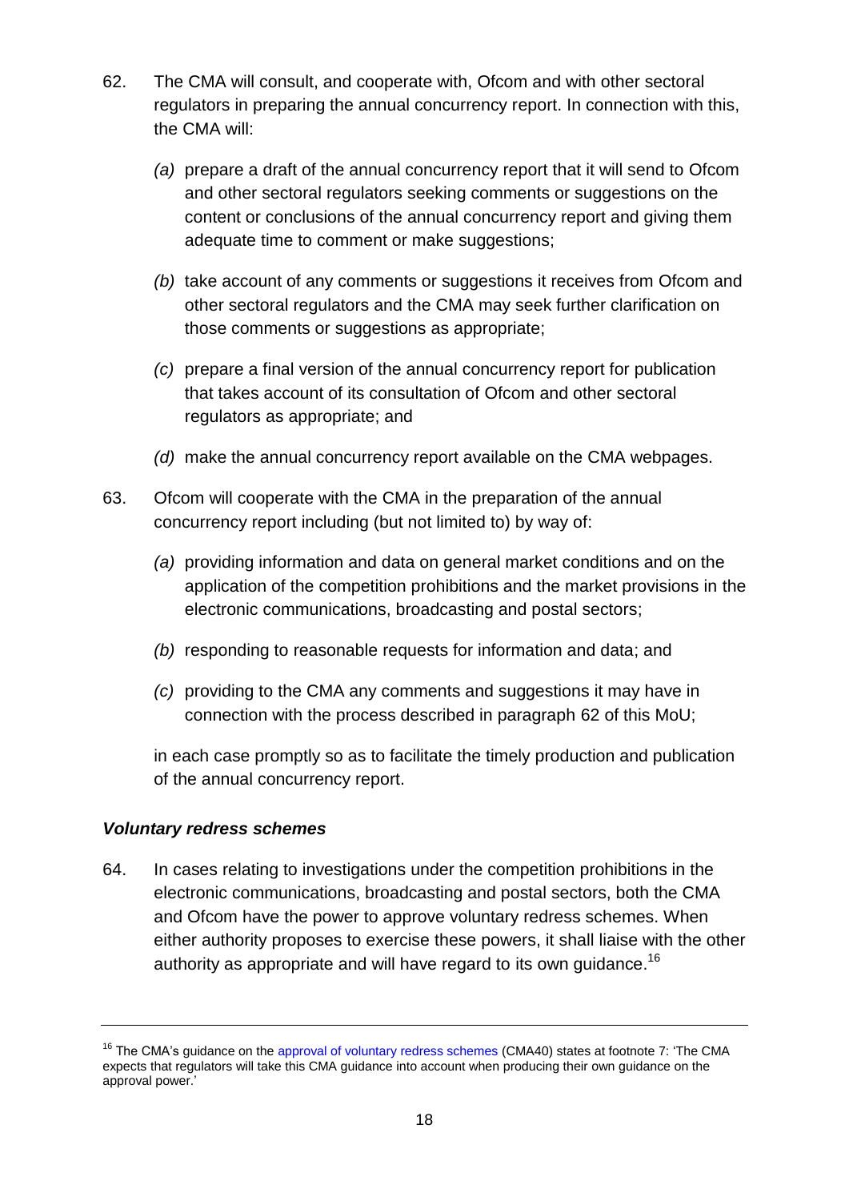62. The CMA will consult, and cooperate with, Ofcom and with other sectoral regulators in preparing the annual concurrency report. In connection with this, the CMA will:

    *(a)* prepare a draft of the annual concurrency report that it will send to Ofcom and other sectoral regulators seeking comments or suggestions on the content or conclusions of the annual concurrency report and giving them adequate time to comment or make suggestions;

    *(b)* take account of any comments or suggestions it receives from Ofcom and other sectoral regulators and the CMA may seek further clarification on those comments or suggestions as appropriate;

    *(c)* prepare a final version of the annual concurrency report for publication that takes account of its consultation of Ofcom and other sectoral regulators as appropriate; and

    *(d)* make the annual concurrency report available on the CMA webpages.

63. Ofcom will cooperate with the CMA in the preparation of the annual concurrency report including (but not limited to) by way of:

    *(a)* providing information and data on general market conditions and on the application of the competition prohibitions and the market provisions in the electronic communications, broadcasting and postal sectors;

    *(b)* responding to reasonable requests for information and data; and

    *(c)* providing to the CMA any comments and suggestions it may have in connection with the process described in paragraph 62 of this MoU;

    in each case promptly so as to facilitate the timely production and publication of the annual concurrency report.

### *Voluntary redress schemes*

64. In cases relating to investigations under the competition prohibitions in the electronic communications, broadcasting and postal sectors, both the CMA and Ofcom have the power to approve voluntary redress schemes. When either authority proposes to exercise these powers, it shall liaise with the other authority as appropriate and will have regard to its own guidance.[16]

---

[16] The CMA's guidance on the approval of voluntary redress schemes (CMA40) states at footnote 7: 'The CMA expects that regulators will take this CMA guidance into account when producing their own guidance on the approval power.'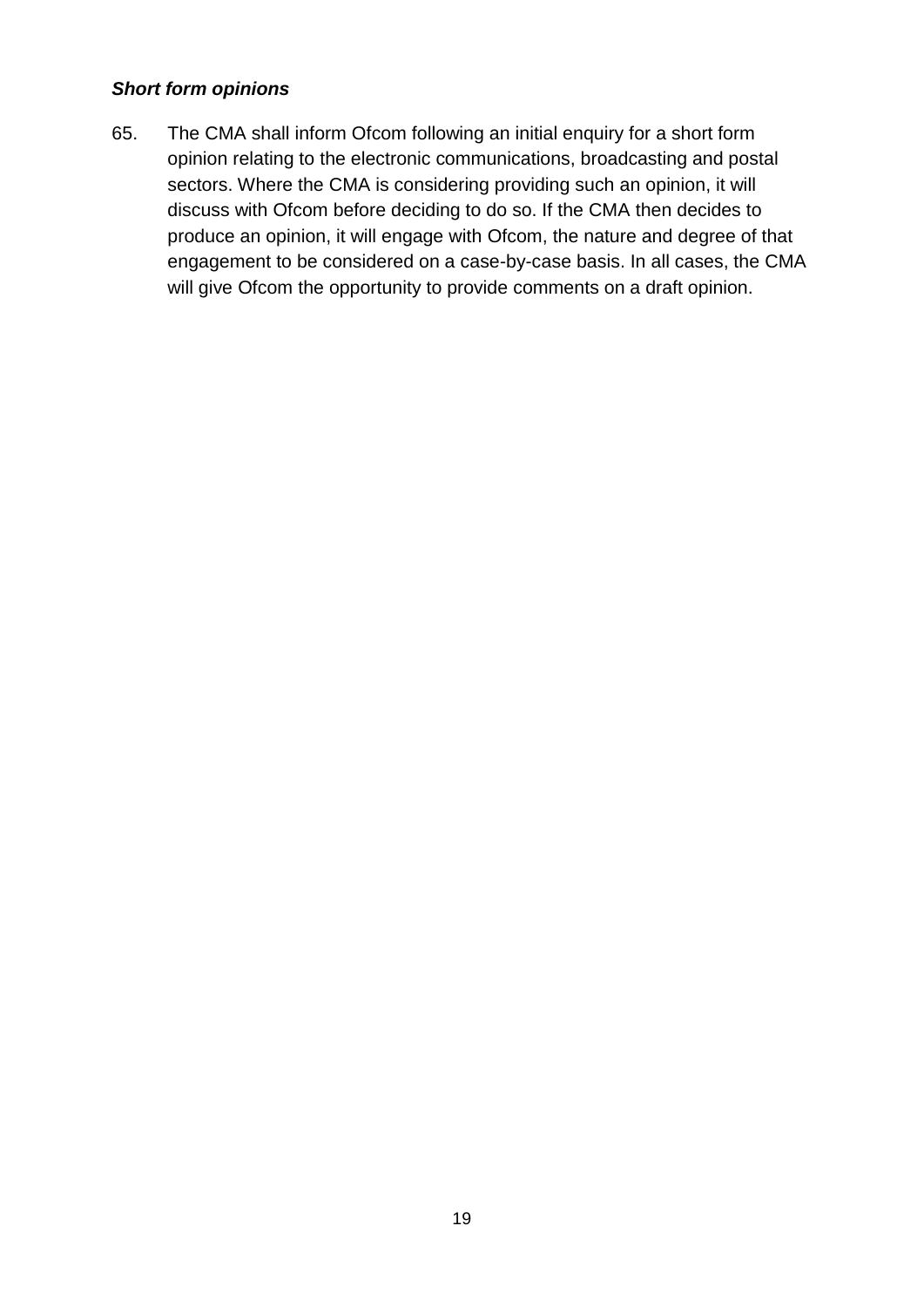***Short form opinions***

65. The CMA shall inform Ofcom following an initial enquiry for a short form opinion relating to the electronic communications, broadcasting and postal sectors. Where the CMA is considering providing such an opinion, it will discuss with Ofcom before deciding to do so. If the CMA then decides to produce an opinion, it will engage with Ofcom, the nature and degree of that engagement to be considered on a case-by-case basis. In all cases, the CMA will give Ofcom the opportunity to provide comments on a draft opinion.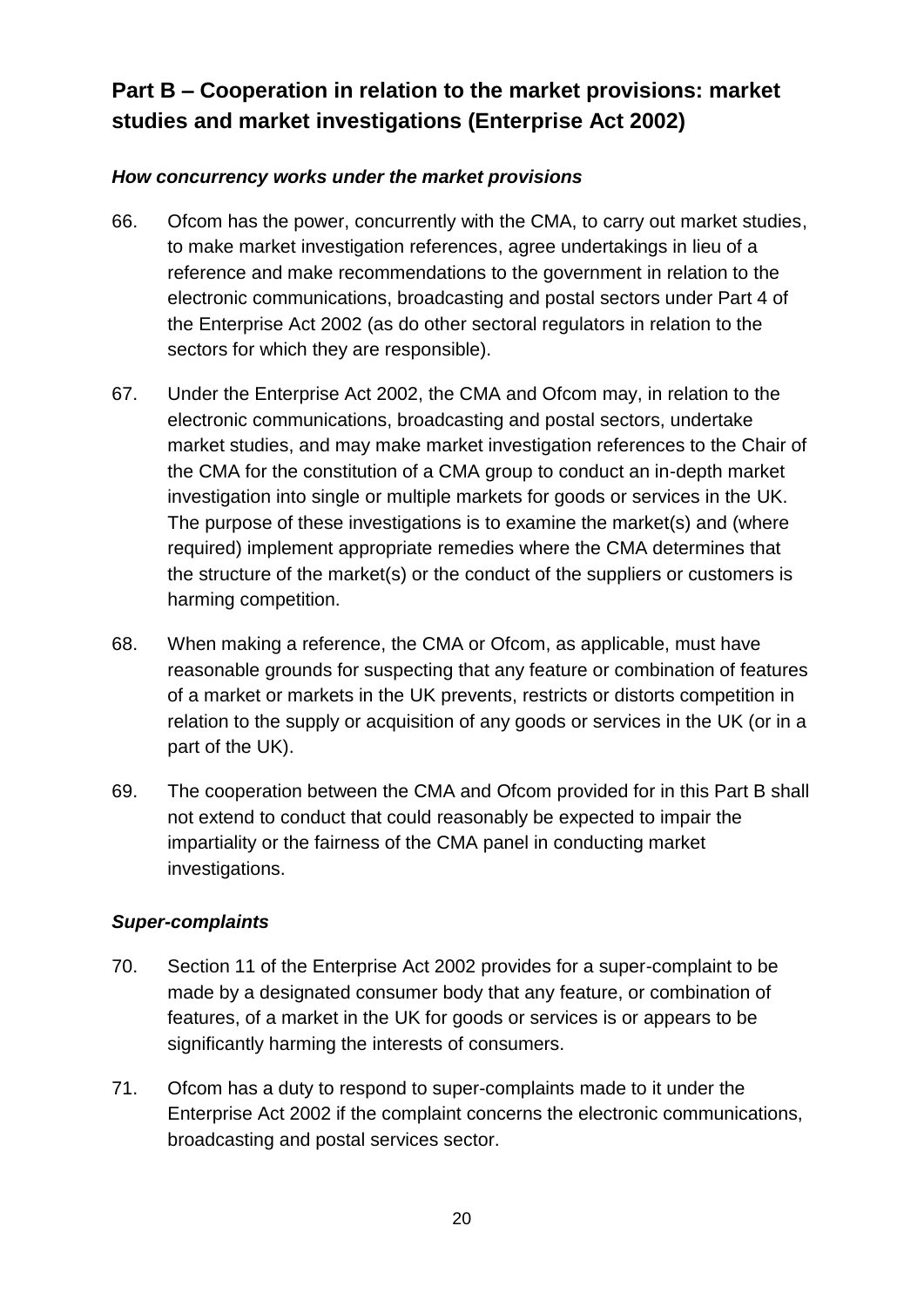## Part B – Cooperation in relation to the market provisions: market studies and market investigations (Enterprise Act 2002)

### *How concurrency works under the market provisions*

66. Ofcom has the power, concurrently with the CMA, to carry out market studies, to make market investigation references, agree undertakings in lieu of a reference and make recommendations to the government in relation to the electronic communications, broadcasting and postal sectors under Part 4 of the Enterprise Act 2002 (as do other sectoral regulators in relation to the sectors for which they are responsible).

67. Under the Enterprise Act 2002, the CMA and Ofcom may, in relation to the electronic communications, broadcasting and postal sectors, undertake market studies, and may make market investigation references to the Chair of the CMA for the constitution of a CMA group to conduct an in-depth market investigation into single or multiple markets for goods or services in the UK. The purpose of these investigations is to examine the market(s) and (where required) implement appropriate remedies where the CMA determines that the structure of the market(s) or the conduct of the suppliers or customers is harming competition.

68. When making a reference, the CMA or Ofcom, as applicable, must have reasonable grounds for suspecting that any feature or combination of features of a market or markets in the UK prevents, restricts or distorts competition in relation to the supply or acquisition of any goods or services in the UK (or in a part of the UK).

69. The cooperation between the CMA and Ofcom provided for in this Part B shall not extend to conduct that could reasonably be expected to impair the impartiality or the fairness of the CMA panel in conducting market investigations.

### *Super-complaints*

70. Section 11 of the Enterprise Act 2002 provides for a super-complaint to be made by a designated consumer body that any feature, or combination of features, of a market in the UK for goods or services is or appears to be significantly harming the interests of consumers.

71. Ofcom has a duty to respond to super-complaints made to it under the Enterprise Act 2002 if the complaint concerns the electronic communications, broadcasting and postal services sector.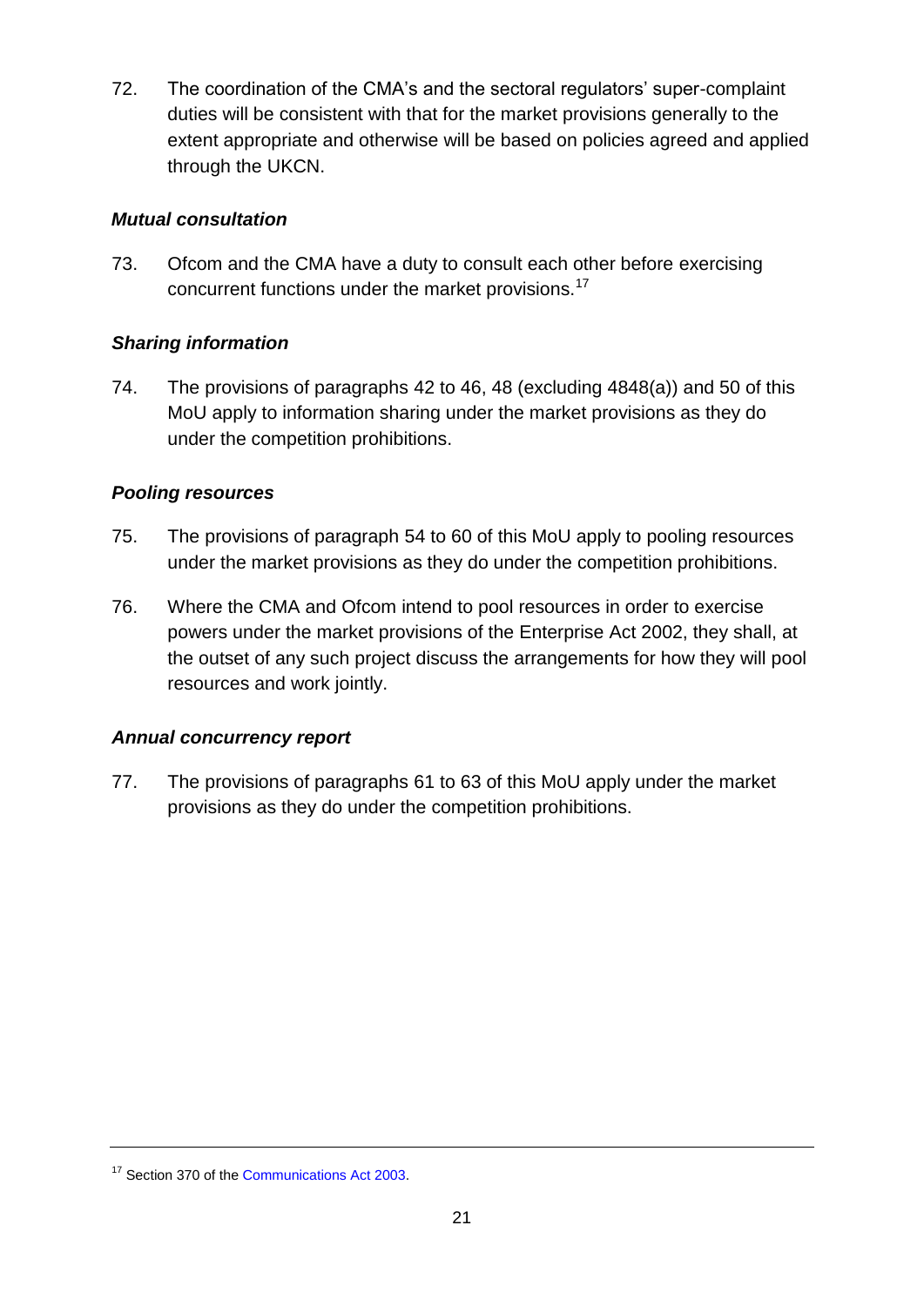72. The coordination of the CMA's and the sectoral regulators' super-complaint duties will be consistent with that for the market provisions generally to the extent appropriate and otherwise will be based on policies agreed and applied through the UKCN.

***Mutual consultation***

73. Ofcom and the CMA have a duty to consult each other before exercising concurrent functions under the market provisions.[17]

***Sharing information***

74. The provisions of paragraphs 42 to 46, 48 (excluding 4848(a)) and 50 of this MoU apply to information sharing under the market provisions as they do under the competition prohibitions.

***Pooling resources***

75. The provisions of paragraph 54 to 60 of this MoU apply to pooling resources under the market provisions as they do under the competition prohibitions.

76. Where the CMA and Ofcom intend to pool resources in order to exercise powers under the market provisions of the Enterprise Act 2002, they shall, at the outset of any such project discuss the arrangements for how they will pool resources and work jointly.

***Annual concurrency report***

77. The provisions of paragraphs 61 to 63 of this MoU apply under the market provisions as they do under the competition prohibitions.

---

[17] Section 370 of the Communications Act 2003.